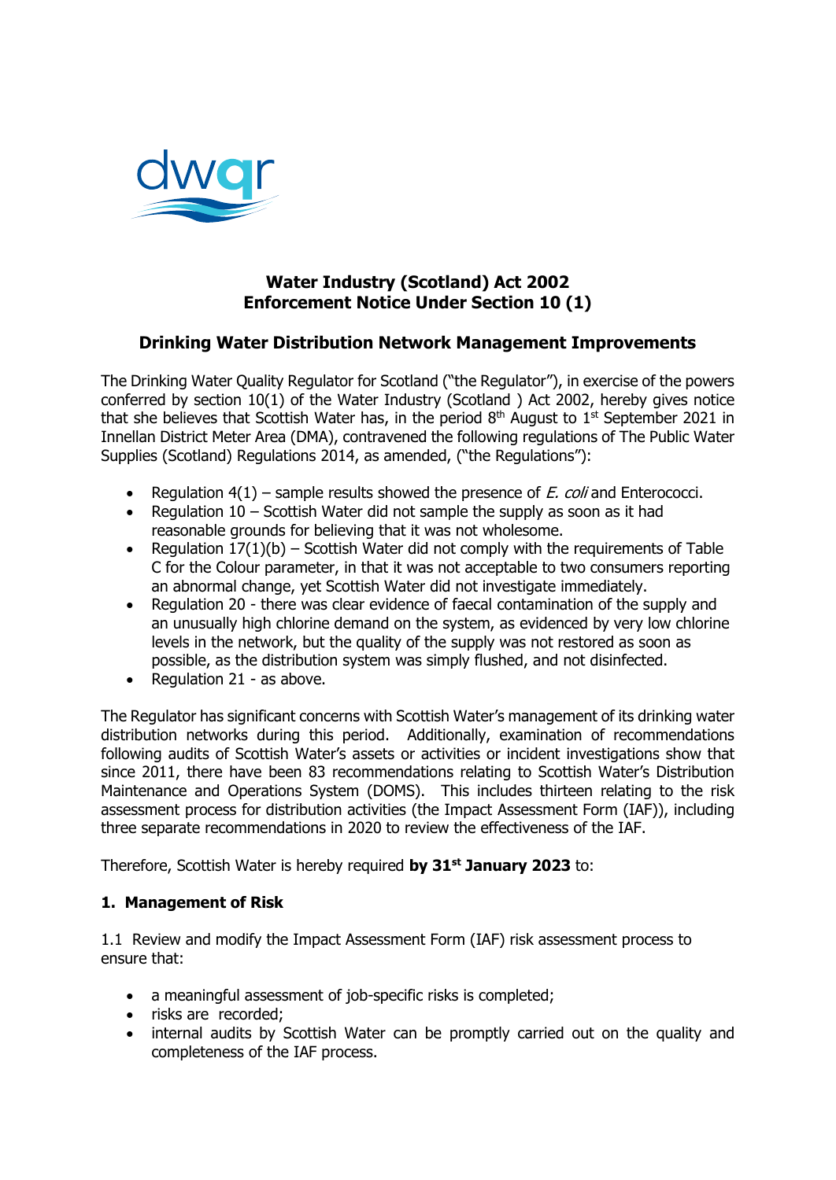**Water Industry (Scotland) Act 2002**
**Enforcement Notice Under Section 10 (1)**

## Drinking Water Distribution Network Management Improvements

The Drinking Water Quality Regulator for Scotland ("the Regulator"), in exercise of the powers conferred by section 10(1) of the Water Industry (Scotland ) Act 2002, hereby gives notice that she believes that Scottish Water has, in the period 8th August to 1st September 2021 in Innellan District Meter Area (DMA), contravened the following regulations of The Public Water Supplies (Scotland) Regulations 2014, as amended, ("the Regulations"):

- Regulation 4(1) – sample results showed the presence of *E. coli* and Enterococci.
- Regulation 10 – Scottish Water did not sample the supply as soon as it had reasonable grounds for believing that it was not wholesome.
- Regulation 17(1)(b) – Scottish Water did not comply with the requirements of Table C for the Colour parameter, in that it was not acceptable to two consumers reporting an abnormal change, yet Scottish Water did not investigate immediately.
- Regulation 20 - there was clear evidence of faecal contamination of the supply and an unusually high chlorine demand on the system, as evidenced by very low chlorine levels in the network, but the quality of the supply was not restored as soon as possible, as the distribution system was simply flushed, and not disinfected.
- Regulation 21 - as above.

The Regulator has significant concerns with Scottish Water's management of its drinking water distribution networks during this period. Additionally, examination of recommendations following audits of Scottish Water's assets or activities or incident investigations show that since 2011, there have been 83 recommendations relating to Scottish Water's Distribution Maintenance and Operations System (DOMS). This includes thirteen relating to the risk assessment process for distribution activities (the Impact Assessment Form (IAF)), including three separate recommendations in 2020 to review the effectiveness of the IAF.

Therefore, Scottish Water is hereby required **by 31st January 2023** to:

### 1. Management of Risk

1.1 Review and modify the Impact Assessment Form (IAF) risk assessment process to ensure that:

- a meaningful assessment of job-specific risks is completed;
- risks are recorded;
- internal audits by Scottish Water can be promptly carried out on the quality and completeness of the IAF process.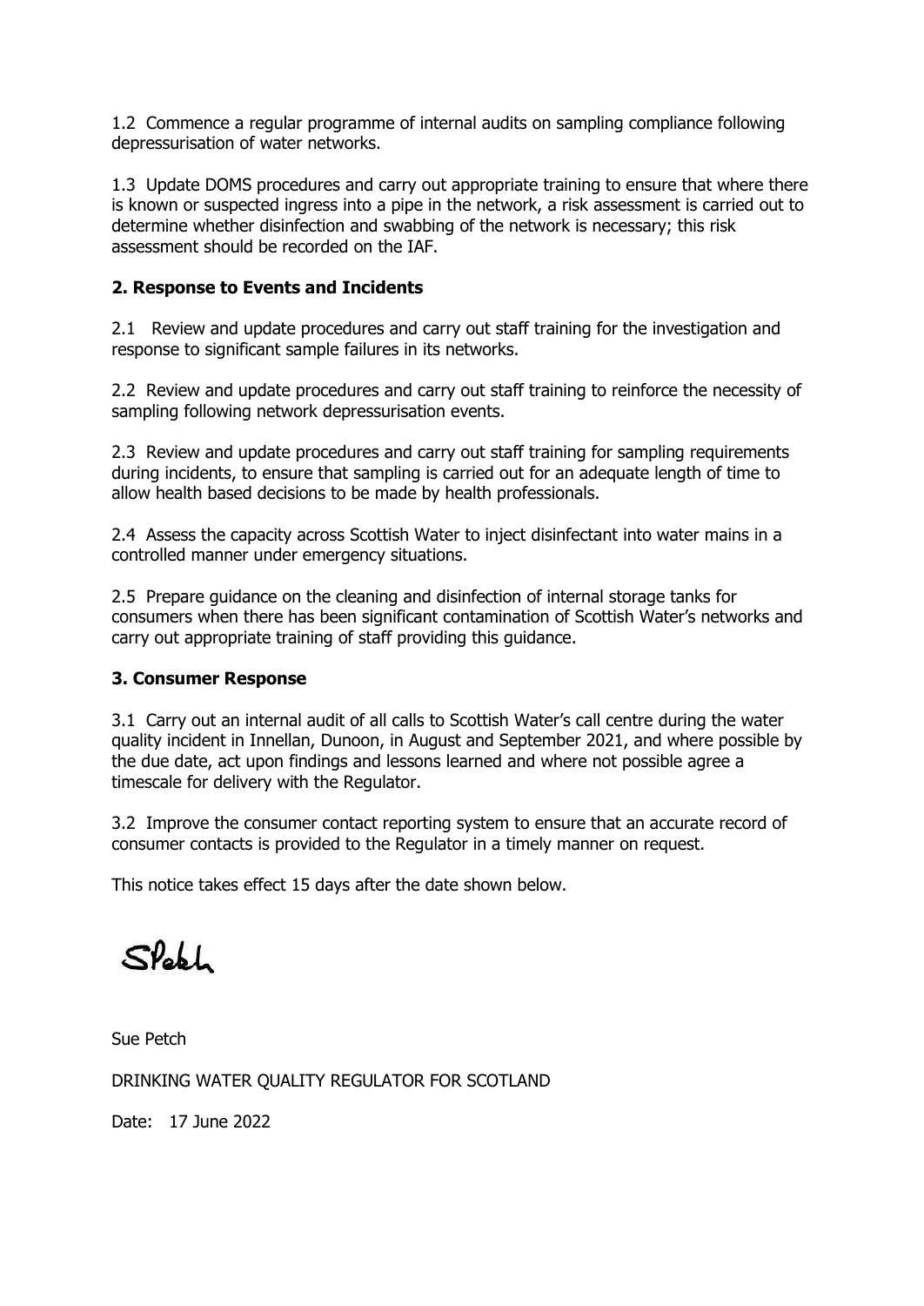1.2 Commence a regular programme of internal audits on sampling compliance following depressurisation of water networks.

1.3 Update DOMS procedures and carry out appropriate training to ensure that where there is known or suspected ingress into a pipe in the network, a risk assessment is carried out to determine whether disinfection and swabbing of the network is necessary; this risk assessment should be recorded on the IAF.

**2. Response to Events and Incidents**

2.1 Review and update procedures and carry out staff training for the investigation and response to significant sample failures in its networks.

2.2 Review and update procedures and carry out staff training to reinforce the necessity of sampling following network depressurisation events.

2.3 Review and update procedures and carry out staff training for sampling requirements during incidents, to ensure that sampling is carried out for an adequate length of time to allow health based decisions to be made by health professionals.

2.4 Assess the capacity across Scottish Water to inject disinfectant into water mains in a controlled manner under emergency situations.

2.5 Prepare guidance on the cleaning and disinfection of internal storage tanks for consumers when there has been significant contamination of Scottish Water's networks and carry out appropriate training of staff providing this guidance.

**3. Consumer Response**

3.1 Carry out an internal audit of all calls to Scottish Water's call centre during the water quality incident in Innellan, Dunoon, in August and September 2021, and where possible by the due date, act upon findings and lessons learned and where not possible agree a timescale for delivery with the Regulator.

3.2 Improve the consumer contact reporting system to ensure that an accurate record of consumer contacts is provided to the Regulator in a timely manner on request.

This notice takes effect 15 days after the date shown below.

SPetch

Sue Petch

DRINKING WATER QUALITY REGULATOR FOR SCOTLAND

Date: 17 June 2022